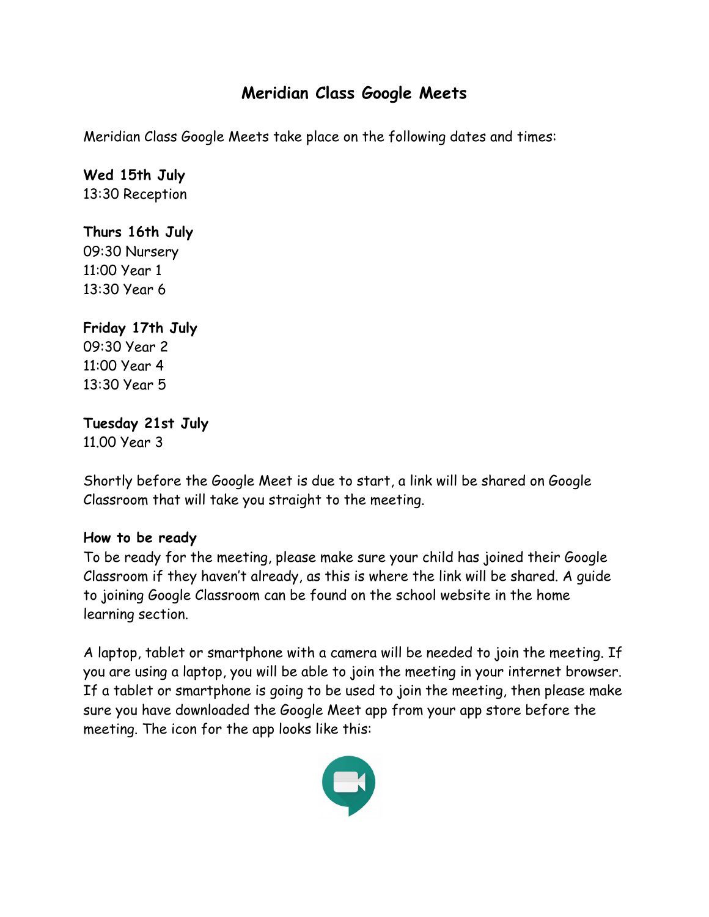# Meridian Class Google Meets

Meridian Class Google Meets take place on the following dates and times:

**Wed 15th July**
13:30 Reception

**Thurs 16th July**
09:30 Nursery
11:00 Year 1
13:30 Year 6

**Friday 17th July**
09:30 Year 2
11:00 Year 4
13:30 Year 5

**Tuesday 21st July**
11.00 Year 3

Shortly before the Google Meet is due to start, a link will be shared on Google Classroom that will take you straight to the meeting.

**How to be ready**
To be ready for the meeting, please make sure your child has joined their Google Classroom if they haven't already, as this is where the link will be shared. A guide to joining Google Classroom can be found on the school website in the home learning section.

A laptop, tablet or smartphone with a camera will be needed to join the meeting. If you are using a laptop, you will be able to join the meeting in your internet browser. If a tablet or smartphone is going to be used to join the meeting, then please make sure you have downloaded the Google Meet app from your app store before the meeting. The icon for the app looks like this: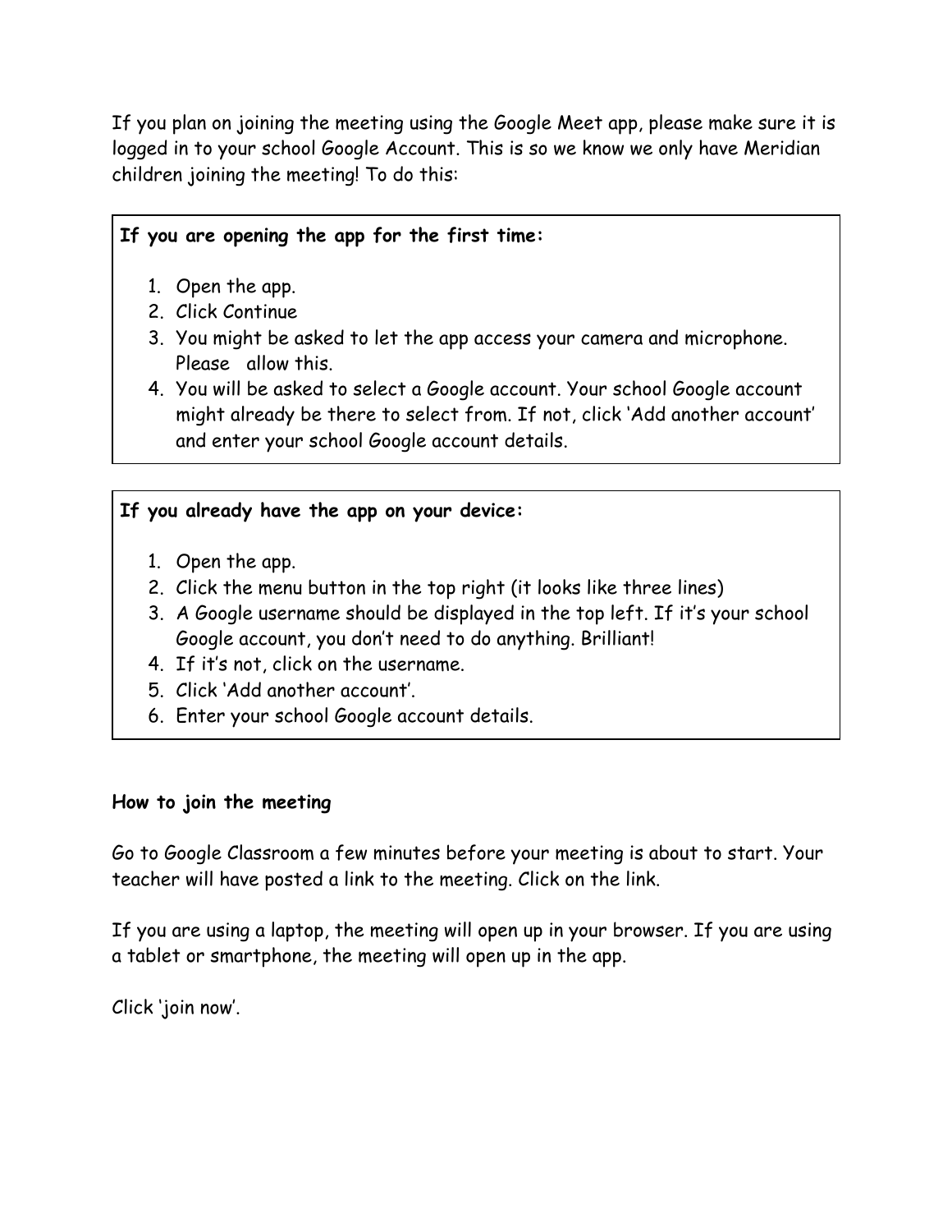If you plan on joining the meeting using the Google Meet app, please make sure it is logged in to your school Google Account. This is so we know we only have Meridian children joining the meeting! To do this:

**If you are opening the app for the first time:**

1. Open the app.
2. Click Continue
3. You might be asked to let the app access your camera and microphone. Please allow this.
4. You will be asked to select a Google account. Your school Google account might already be there to select from. If not, click 'Add another account' and enter your school Google account details.

**If you already have the app on your device:**

1. Open the app.
2. Click the menu button in the top right (it looks like three lines)
3. A Google username should be displayed in the top left. If it's your school Google account, you don't need to do anything. Brilliant!
4. If it's not, click on the username.
5. Click 'Add another account'.
6. Enter your school Google account details.

**How to join the meeting**

Go to Google Classroom a few minutes before your meeting is about to start. Your teacher will have posted a link to the meeting. Click on the link.

If you are using a laptop, the meeting will open up in your browser. If you are using a tablet or smartphone, the meeting will open up in the app.

Click 'join now'.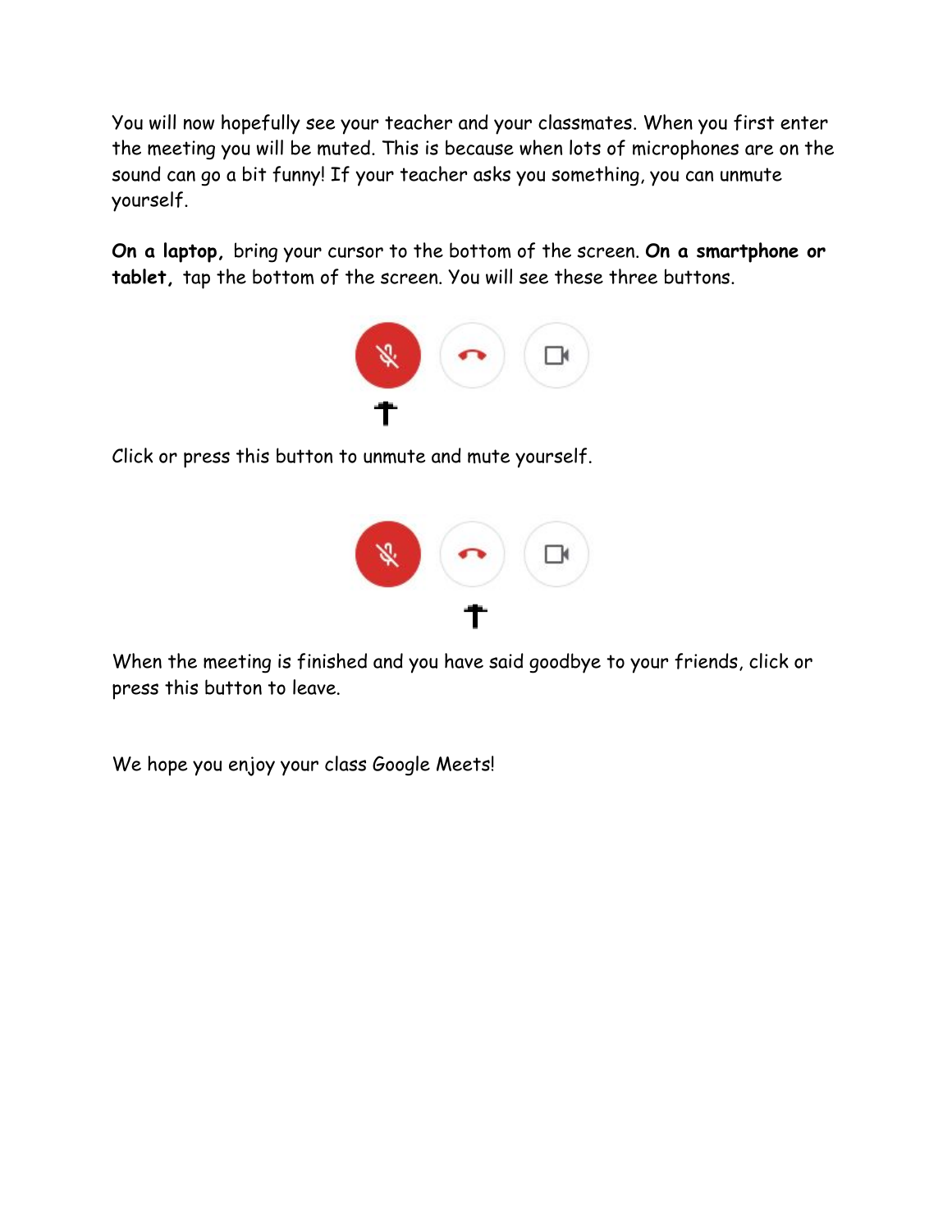You will now hopefully see your teacher and your classmates. When you first enter the meeting you will be muted. This is because when lots of microphones are on the sound can go a bit funny! If your teacher asks you something, you can unmute yourself.

**On a laptop,** bring your cursor to the bottom of the screen. **On a smartphone or tablet,** tap the bottom of the screen. You will see these three buttons.

Click or press this button to unmute and mute yourself.

When the meeting is finished and you have said goodbye to your friends, click or press this button to leave.

We hope you enjoy your class Google Meets!